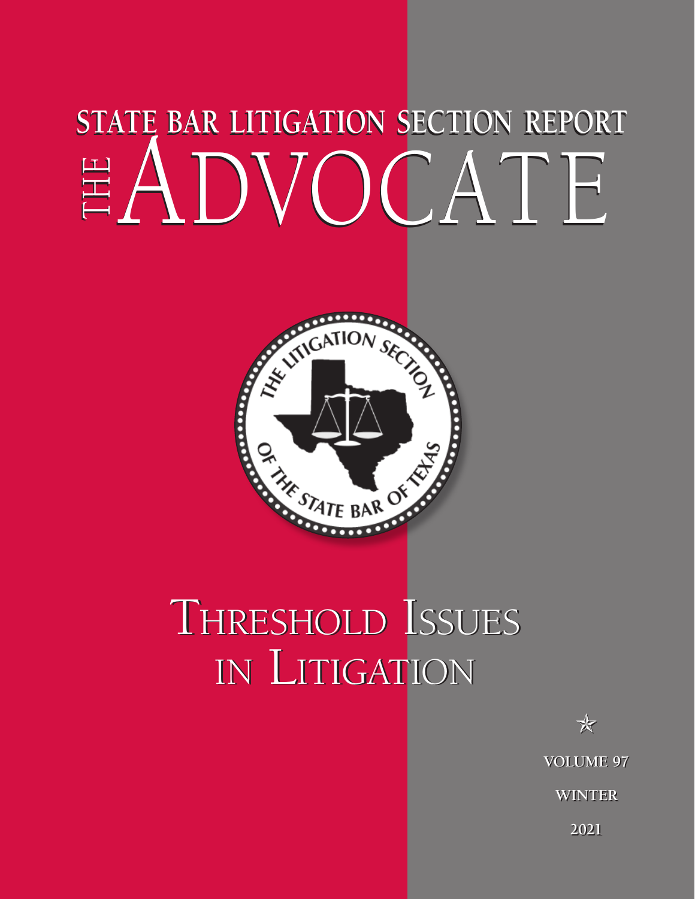# STATE BAR LITIGATION SECTION REPORT

# THE ADVOCATE

THE LITIGATION SECTION OF THE STATE BAR OF TEXAS

## Threshold Issues in Litigation

☆

**VOLUME 97**

**WINTER**

**2021**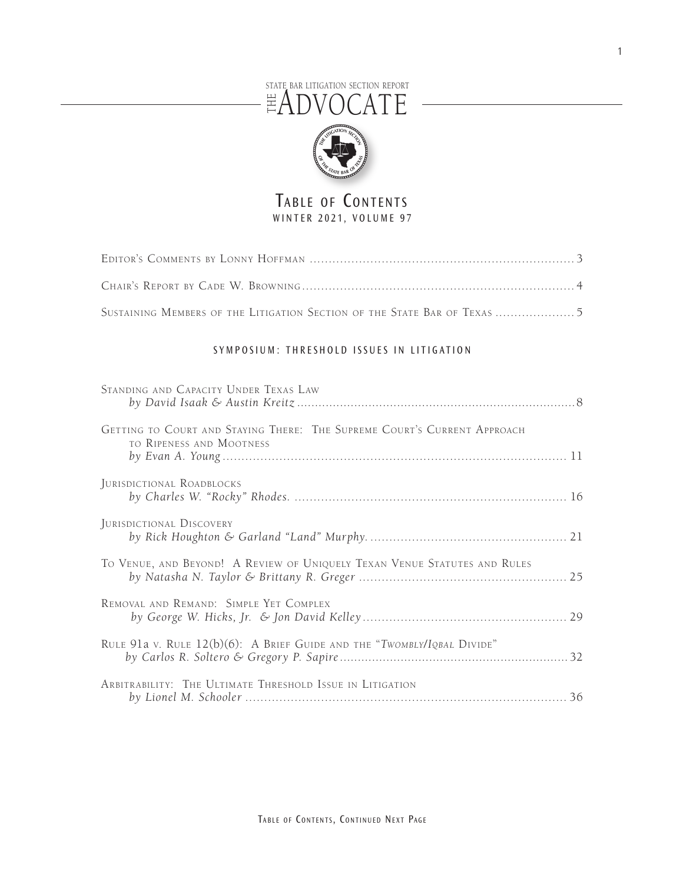STATE BAR LITIGATION SECTION REPORT

# THE ADVOCATE

## TABLE OF CONTENTS

WINTER 2021, VOLUME 97

EDITOR'S COMMENTS BY LONNY HOFFMAN .......................................................................3

CHAIR'S REPORT BY CADE W. BROWNING .......................................................................4

SUSTAINING MEMBERS OF THE LITIGATION SECTION OF THE STATE BAR OF TEXAS .....................5

### SYMPOSIUM: THRESHOLD ISSUES IN LITIGATION

STANDING AND CAPACITY UNDER TEXAS LAW
*by David Isaak & Austin Kreitz* .......................................................................8

GETTING TO COURT AND STAYING THERE: THE SUPREME COURT'S CURRENT APPROACH TO RIPENESS AND MOOTNESS
*by Evan A. Young* .......................................................................11

JURISDICTIONAL ROADBLOCKS
*by Charles W. "Rocky" Rhodes.* .......................................................................16

JURISDICTIONAL DISCOVERY
*by Rick Houghton & Garland "Land" Murphy.* .......................................................................21

TO VENUE, AND BEYOND! A REVIEW OF UNIQUELY TEXAN VENUE STATUTES AND RULES
*by Natasha N. Taylor & Brittany R. Greger* .......................................................................25

REMOVAL AND REMAND: SIMPLE YET COMPLEX
*by George W. Hicks, Jr. & Jon David Kelley* .......................................................................29

RULE 91a v. RULE 12(b)(6): A BRIEF GUIDE AND THE "*TWOMBLY/IQBAL* DIVIDE"
*by Carlos R. Soltero & Gregory P. Sapire* .......................................................................32

ARBITRABILITY: THE ULTIMATE THRESHOLD ISSUE IN LITIGATION
*by Lionel M. Schooler* .......................................................................36

TABLE OF CONTENTS, CONTINUED NEXT PAGE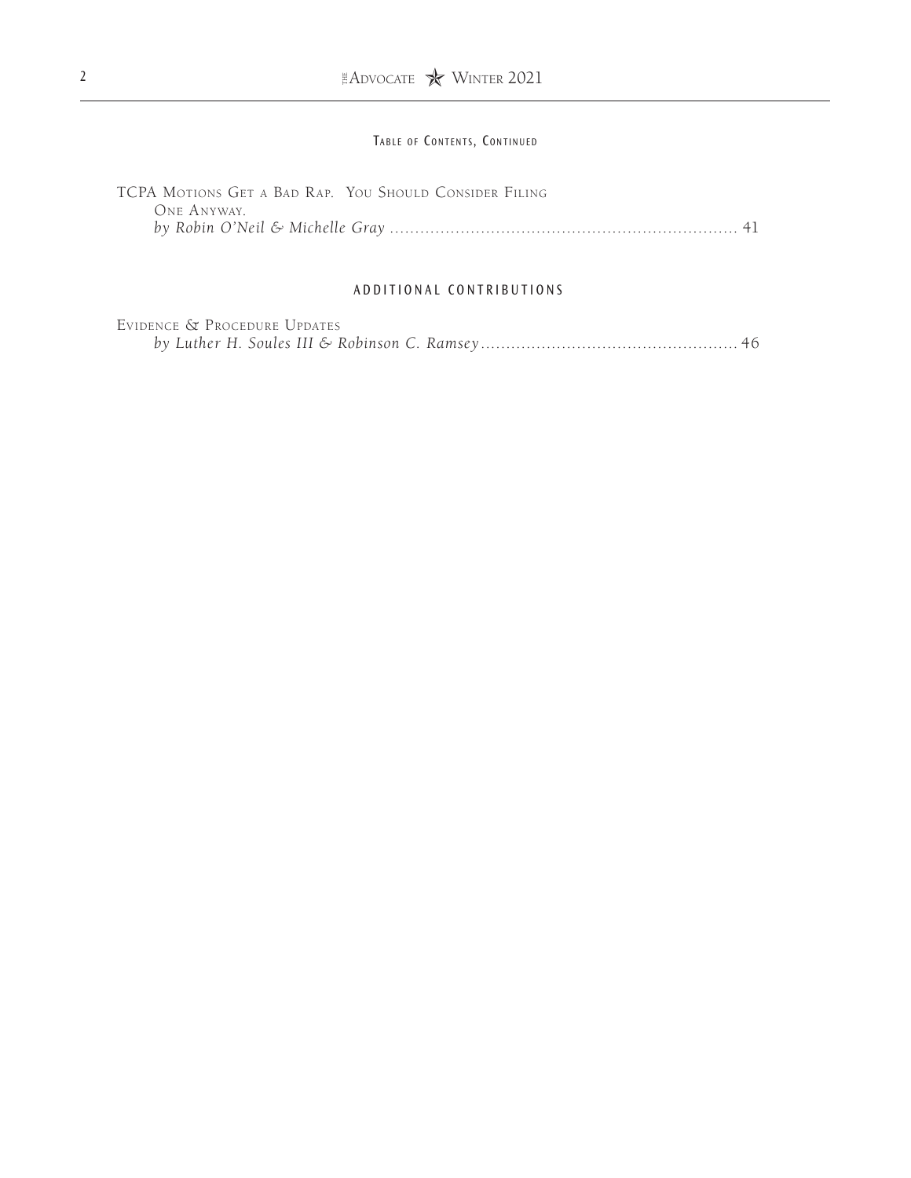Table of Contents, Continued

TCPA Motions Get a Bad Rap. You Should Consider Filing One Anyway.
*by Robin O'Neil & Michelle Gray* ..................................................................... 41

## ADDITIONAL CONTRIBUTIONS

Evidence & Procedure Updates
*by Luther H. Soules III & Robinson C. Ramsey* .................................................. 46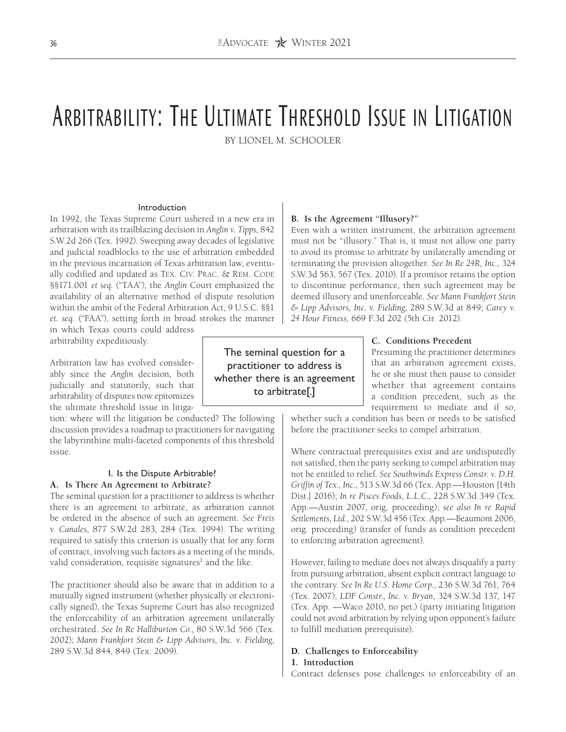# Arbitrability: The Ultimate Threshold Issue in Litigation

By Lionel M. Schooler

### Introduction

In 1992, the Texas Supreme Court ushered in a new era in arbitration with its trailblazing decision in *Anglin v. Tipps*, 842 S.W.2d 266 (Tex. 1992). Sweeping away decades of legislative and judicial roadblocks to the use of arbitration embedded in the previous incarnation of Texas arbitration law, eventually codified and updated as Tex. Civ. Prac. & Rem. Code §§171.001 *et seq.* ("TAA"), the *Anglin* Court emphasized the availability of an alternative method of dispute resolution within the ambit of the Federal Arbitration Act, 9 U.S.C. §§1 *et. seq.* ("FAA"), setting forth in broad strokes the manner in which Texas courts could address arbitrability expeditiously.

Arbitration law has evolved considerably since the *Anglin* decision, both judicially and statutorily, such that arbitrability of disputes now epitomizes the ultimate threshold issue in litigation: where will the litigation be conducted? The following discussion provides a roadmap to practitioners for navigating the labyrinthine multi-faceted components of this threshold issue.

> The seminal question for a practitioner to address is whether there is an agreement to arbitrate[.]

### I. Is the Dispute Arbitrable?

**A. Is There An Agreement to Arbitrate?**

The seminal question for a practitioner to address is whether there is an agreement to arbitrate, as arbitration cannot be ordered in the absence of such an agreement. *See Freis v. Canales*, 877 S.W.2d 283, 284 (Tex. 1994). The writing required to satisfy this criterion is usually that for any form of contract, involving such factors as a meeting of the minds, valid consideration, requisite signatures[1] and the like.

The practitioner should also be aware that in addition to a mutually signed instrument (whether physically or electronically signed), the Texas Supreme Court has also recognized the enforceability of an arbitration agreement unilaterally orchestrated. *See In Re Halliburton Co.*, 80 S.W.3d 566 (Tex. 2002); *Mann Frankfort Stein & Lipp Advisors, Inc. v. Fielding*, 289 S.W.3d 844, 849 (Tex. 2009).

**B. Is the Agreement "Illusory?"**

Even with a written instrument, the arbitration agreement must not be "illusory." That is, it must not allow one party to avoid its promise to arbitrate by unilaterally amending or terminating the provision altogether. *See In Re 24R, Inc.,* 324 S.W.3d 563, 567 (Tex. 2010). If a promisor retains the option to discontinue performance, then such agreement may be deemed illusory and unenforceable. *See Mann Frankfort Stein & Lipp Advisors, Inc. v. Fielding*, 289 S.W.3d at 849; *Carey v. 24 Hour Fitness*, 669 F.3d 202 (5th Cir. 2012).

**C. Conditions Precedent**

Presuming the practitioner determines that an arbitration agreement exists, he or she must then pause to consider whether that agreement contains a condition precedent, such as the requirement to mediate and if so, whether such a condition has been or needs to be satisfied before the practitioner seeks to compel arbitration.

Where contractual prerequisites exist and are undisputedly not satisfied, then the party seeking to compel arbitration may not be entitled to relief. *See Southwinds Express Constr. v. D.H. Griffin of Tex., Inc.*, 513 S.W.3d 66 (Tex. App.—Houston [14th Dist.] 2016); *In re Pisces Foods, L.L.C.,* 228 S.W.3d 349 (Tex. App.—Austin 2007, orig. proceeding); *see also In re Rapid Settlements, Ltd.*, 202 S.W.3d 456 (Tex. App.—Beaumont 2006, orig. proceeding) (transfer of funds as condition precedent to enforcing arbitration agreement).

However, failing to mediate does not always disqualify a party from pursuing arbitration, absent explicit contract language to the contrary. *See In Re U.S. Home Corp.*, 236 S.W.3d 761, 764 (Tex. 2007); *LDF Constr., Inc. v. Bryan*, 324 S.W.3d 137, 147 (Tex. App. —Waco 2010, no pet.) (party initiating litigation could not avoid arbitration by relying upon opponent's failure to fulfill mediation prerequisite).

**D. Challenges to Enforceability**

**1. Introduction**

Contract defenses pose challenges to enforceability of an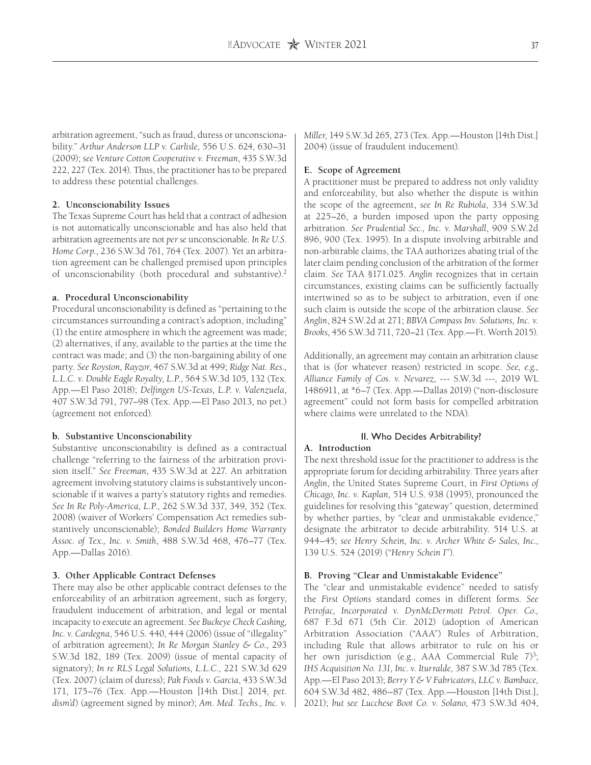arbitration agreement, "such as fraud, duress or unconscionability." *Arthur Anderson LLP v. Carlisle*, 556 U.S. 624, 630–31 (2009); *see Venture Cotton Cooperative v. Freeman*, 435 S.W.3d 222, 227 (Tex. 2014). Thus, the practitioner has to be prepared to address these potential challenges.

**2. Unconscionability Issues**

The Texas Supreme Court has held that a contract of adhesion is not automatically unconscionable and has also held that arbitration agreements are not *per se* unconscionable. *In Re U.S. Home Corp.*, 236 S.W.3d 761, 764 (Tex. 2007). Yet an arbitration agreement can be challenged premised upon principles of unconscionability (both procedural and substantive).[2]

**a. Procedural Unconscionability**

Procedural unconscionability is defined as "pertaining to the circumstances surrounding a contract's adoption, including" (1) the entire atmosphere in which the agreement was made; (2) alternatives, if any, available to the parties at the time the contract was made; and (3) the non-bargaining ability of one party. *See Royston, Rayzor*, 467 S.W.3d at 499; *Ridge Nat. Res., L.L.C. v. Double Eagle Royalty, L.P.*, 564 S.W.3d 105, 132 (Tex. App.—El Paso 2018); *Delfingen US-Texas, L.P. v. Valenzuela*, 407 S.W.3d 791, 797–98 (Tex. App.—El Paso 2013, no pet.) (agreement not enforced).

**b. Substantive Unconscionability**

Substantive unconscionability is defined as a contractual challenge "referring to the fairness of the arbitration provision itself." *See Freeman*, 435 S.W.3d at 227. An arbitration agreement involving statutory claims is substantively unconscionable if it waives a party's statutory rights and remedies. *See In Re Poly-America, L.P.*, 262 S.W.3d 337, 349, 352 (Tex. 2008) (waiver of Workers' Compensation Act remedies substantively unconscionable); *Bonded Builders Home Warranty Assoc. of Tex., Inc. v. Smith*, 488 S.W.3d 468, 476–77 (Tex. App.—Dallas 2016).

**3. Other Applicable Contract Defenses**

There may also be other applicable contract defenses to the enforceability of an arbitration agreement, such as forgery, fraudulent inducement of arbitration, and legal or mental incapacity to execute an agreement. *See Buckeye Check Cashing, Inc. v. Cardegna*, 546 U.S. 440, 444 (2006) (issue of "illegality" of arbitration agreement); *In Re Morgan Stanley & Co.*, 293 S.W.3d 182, 189 (Tex. 2009) (issue of mental capacity of signatory); *In re RLS Legal Solutions, L.L.C.*, 221 S.W.3d 629 (Tex. 2007) (claim of duress); *Pak Foods v. Garcia*, 433 S.W.3d 171, 175–76 (Tex. App.—Houston [14th Dist.] 2014, *pet. dism'd*) (agreement signed by minor); *Am. Med. Techs., Inc. v. Miller*, 149 S.W.3d 265, 273 (Tex. App.—Houston [14th Dist.] 2004) (issue of fraudulent inducement).

**E. Scope of Agreement**

A practitioner must be prepared to address not only validity and enforceability, but also whether the dispute is within the scope of the agreement, *see In Re Rubiola*, 334 S.W.3d at 225–26, a burden imposed upon the party opposing arbitration. *See Prudential Sec., Inc. v. Marshall*, 909 S.W.2d 896, 900 (Tex. 1995). In a dispute involving arbitrable and non-arbitrable claims, the TAA authorizes abating trial of the later claim pending conclusion of the arbitration of the former claim. *See* TAA §171.025. *Anglin* recognizes that in certain circumstances, existing claims can be sufficiently factually intertwined so as to be subject to arbitration, even if one such claim is outside the scope of the arbitration clause. *See Anglin*, 824 S.W.2d at 271; *BBVA Compass Inv. Solutions, Inc. v. Brooks*, 456 S.W.3d 711, 720–21 (Tex. App.—Ft. Worth 2015).

Additionally, an agreement may contain an arbitration clause that is (for whatever reason) restricted in scope. *See, e.g., Alliance Family of Cos. v. Nevarez*, --- S.W.3d ---, 2019 WL 1486911, at *6–7 (Tex. App.—Dallas 2019) ("non-disclosure agreement" could not form basis for compelled arbitration where claims were unrelated to the NDA).

## II. Who Decides Arbitrability?

**A. Introduction**

The next threshold issue for the practitioner to address is the appropriate forum for deciding arbitrability. Three years after *Anglin*, the United States Supreme Court, in *First Options of Chicago, Inc. v. Kaplan*, 514 U.S. 938 (1995), pronounced the guidelines for resolving this "gateway" question, determined by whether parties, by "clear and unmistakable evidence," designate the arbitrator to decide arbitrability. 514 U.S. at 944–45; *see Henry Schein, Inc. v. Archer White & Sales, Inc.*, 139 U.S. 524 (2019) ("*Henry Schein I*").

**B. Proving "Clear and Unmistakable Evidence"**

The "clear and unmistakable evidence" needed to satisfy the *First Options* standard comes in different forms. *See Petrofac, Incorporated v. DynMcDermott Petrol. Oper. Co.*, 687 F.3d 671 (5th Cir. 2012) (adoption of American Arbitration Association ("AAA") Rules of Arbitration, including Rule that allows arbitrator to rule on his or her own jurisdiction (e.g., AAA Commercial Rule 7)[3]; *IHS Acquisition No. 131, Inc. v. Iturralde*, 387 S.W.3d 785 (Tex. App.—El Paso 2013); *Berry Y & V Fabricators, LLC v. Bambace*, 604 S.W.3d 482, 486–87 (Tex. App.—Houston [14th Dist.], 2021); *but see Lucchese Boot Co. v. Solano*, 473 S.W.3d 404,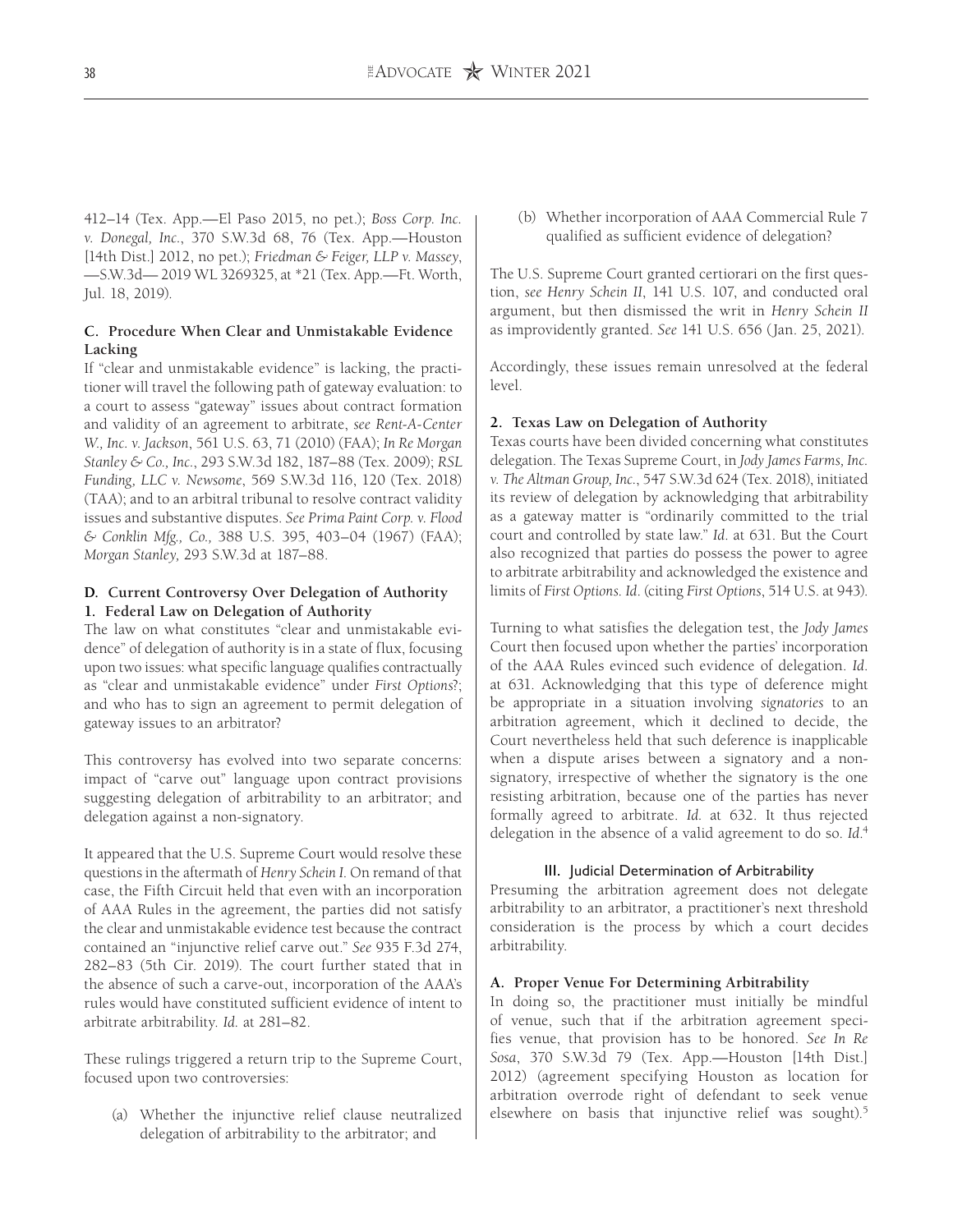412–14 (Tex. App.—El Paso 2015, no pet.); *Boss Corp. Inc. v. Donegal, Inc.*, 370 S.W.3d 68, 76 (Tex. App.—Houston [14th Dist.] 2012, no pet.); *Friedman & Feiger, LLP v. Massey*, —S.W.3d— 2019 WL 3269325, at *21 (Tex. App.—Ft. Worth, Jul. 18, 2019).

### C. Procedure When Clear and Unmistakable Evidence Lacking

If "clear and unmistakable evidence" is lacking, the practitioner will travel the following path of gateway evaluation: to a court to assess "gateway" issues about contract formation and validity of an agreement to arbitrate, *see Rent-A-Center W., Inc. v. Jackson*, 561 U.S. 63, 71 (2010) (FAA); *In Re Morgan Stanley & Co., Inc.*, 293 S.W.3d 182, 187–88 (Tex. 2009); *RSL Funding, LLC v. Newsome*, 569 S.W.3d 116, 120 (Tex. 2018) (TAA); and to an arbitral tribunal to resolve contract validity issues and substantive disputes. *See Prima Paint Corp. v. Flood & Conklin Mfg., Co.,* 388 U.S. 395, 403–04 (1967) (FAA); *Morgan Stanley,* 293 S.W.3d at 187–88.

### D. Current Controversy Over Delegation of Authority

#### 1. Federal Law on Delegation of Authority

The law on what constitutes "clear and unmistakable evidence" of delegation of authority is in a state of flux, focusing upon two issues: what specific language qualifies contractually as "clear and unmistakable evidence" under *First Options*?; and who has to sign an agreement to permit delegation of gateway issues to an arbitrator?

This controversy has evolved into two separate concerns: impact of "carve out" language upon contract provisions suggesting delegation of arbitrability to an arbitrator; and delegation against a non-signatory.

It appeared that the U.S. Supreme Court would resolve these questions in the aftermath of *Henry Schein I*. On remand of that case, the Fifth Circuit held that even with an incorporation of AAA Rules in the agreement, the parties did not satisfy the clear and unmistakable evidence test because the contract contained an "injunctive relief carve out." *See* 935 F.3d 274, 282–83 (5th Cir. 2019). The court further stated that in the absence of such a carve-out, incorporation of the AAA's rules would have constituted sufficient evidence of intent to arbitrate arbitrability. *Id.* at 281–82.

These rulings triggered a return trip to the Supreme Court, focused upon two controversies:

(a) Whether the injunctive relief clause neutralized delegation of arbitrability to the arbitrator; and

(b) Whether incorporation of AAA Commercial Rule 7 qualified as sufficient evidence of delegation?

The U.S. Supreme Court granted certiorari on the first question, *see Henry Schein II*, 141 U.S. 107, and conducted oral argument, but then dismissed the writ in *Henry Schein II* as improvidently granted. *See* 141 U.S. 656 (Jan. 25, 2021).

Accordingly, these issues remain unresolved at the federal level.

#### 2. Texas Law on Delegation of Authority

Texas courts have been divided concerning what constitutes delegation. The Texas Supreme Court, in *Jody James Farms, Inc. v. The Altman Group, Inc.*, 547 S.W.3d 624 (Tex. 2018), initiated its review of delegation by acknowledging that arbitrability as a gateway matter is "ordinarily committed to the trial court and controlled by state law." *Id*. at 631. But the Court also recognized that parties do possess the power to agree to arbitrate arbitrability and acknowledged the existence and limits of *First Options*. *Id*. (citing *First Options*, 514 U.S. at 943).

Turning to what satisfies the delegation test, the *Jody James* Court then focused upon whether the parties' incorporation of the AAA Rules evinced such evidence of delegation. *Id*. at 631. Acknowledging that this type of deference might be appropriate in a situation involving *signatories* to an arbitration agreement, which it declined to decide, the Court nevertheless held that such deference is inapplicable when a dispute arises between a signatory and a non-signatory, irrespective of whether the signatory is the one resisting arbitration, because one of the parties has never formally agreed to arbitrate. *Id.* at 632. It thus rejected delegation in the absence of a valid agreement to do so. *Id*.[4]

## III. Judicial Determination of Arbitrability

Presuming the arbitration agreement does not delegate arbitrability to an arbitrator, a practitioner's next threshold consideration is the process by which a court decides arbitrability.

### A. Proper Venue For Determining Arbitrability

In doing so, the practitioner must initially be mindful of venue, such that if the arbitration agreement specifies venue, that provision has to be honored. *See In Re Sosa*, 370 S.W.3d 79 (Tex. App.—Houston [14th Dist.] 2012) (agreement specifying Houston as location for arbitration overrode right of defendant to seek venue elsewhere on basis that injunctive relief was sought).[5]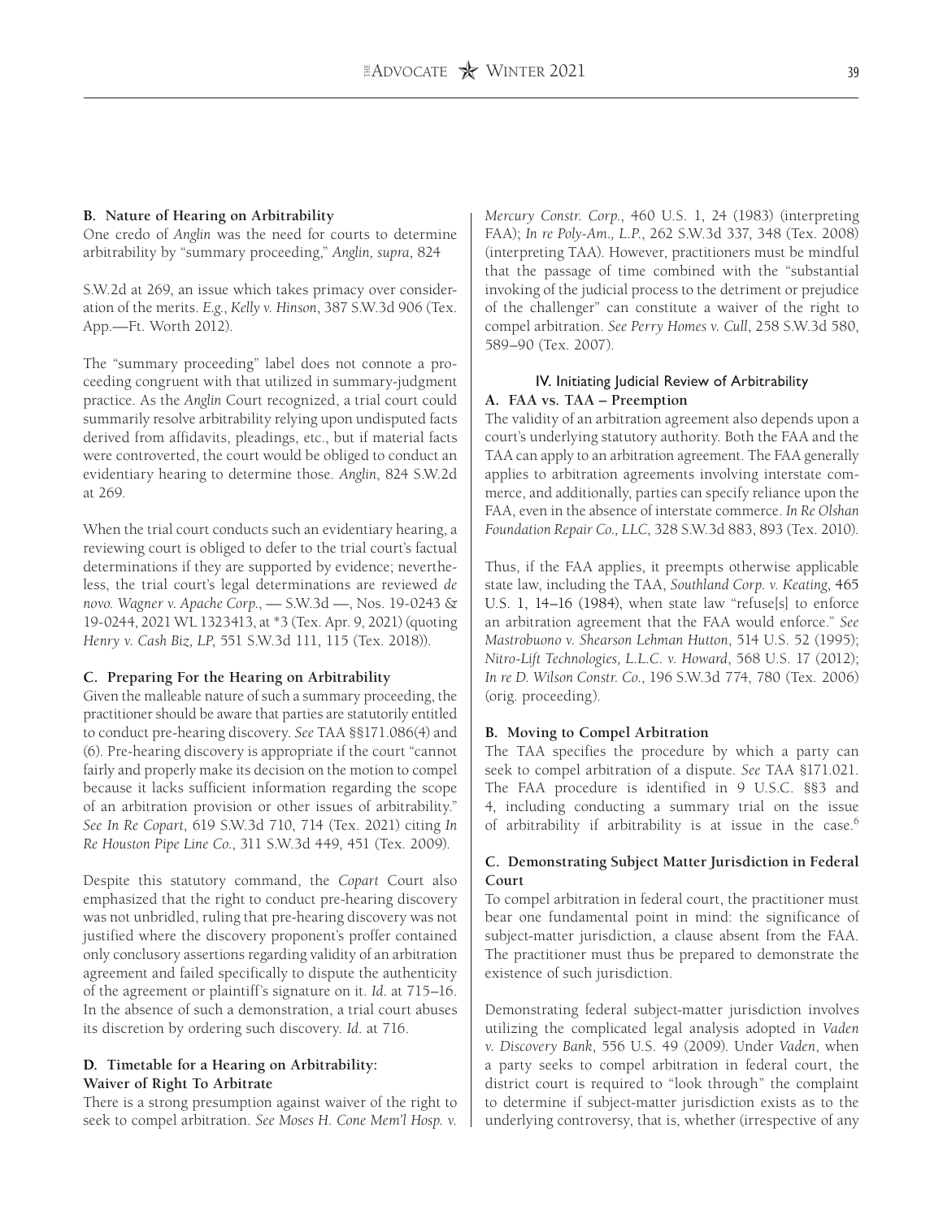### B. Nature of Hearing on Arbitrability

One credo of *Anglin* was the need for courts to determine arbitrability by "summary proceeding," *Anglin, supra,* 824 S.W.2d at 269, an issue which takes primacy over consideration of the merits. *E.g.*, *Kelly v. Hinson*, 387 S.W.3d 906 (Tex. App.—Ft. Worth 2012).

The "summary proceeding" label does not connote a proceeding congruent with that utilized in summary-judgment practice. As the *Anglin* Court recognized, a trial court could summarily resolve arbitrability relying upon undisputed facts derived from affidavits, pleadings, etc., but if material facts were controverted, the court would be obliged to conduct an evidentiary hearing to determine those. *Anglin*, 824 S.W.2d at 269.

When the trial court conducts such an evidentiary hearing, a reviewing court is obliged to defer to the trial court's factual determinations if they are supported by evidence; nevertheless, the trial court's legal determinations are reviewed *de novo*. *Wagner v. Apache Corp.*, — S.W.3d —, Nos. 19-0243 & 19-0244, 2021 WL 1323413, at *3 (Tex. Apr. 9, 2021) (quoting *Henry v. Cash Biz, LP*, 551 S.W.3d 111, 115 (Tex. 2018)).

### C. Preparing For the Hearing on Arbitrability

Given the malleable nature of such a summary proceeding, the practitioner should be aware that parties are statutorily entitled to conduct pre-hearing discovery. *See* TAA §§171.086(4) and (6). Pre-hearing discovery is appropriate if the court "cannot fairly and properly make its decision on the motion to compel because it lacks sufficient information regarding the scope of an arbitration provision or other issues of arbitrability." *See In Re Copart*, 619 S.W.3d 710, 714 (Tex. 2021) citing *In Re Houston Pipe Line Co.*, 311 S.W.3d 449, 451 (Tex. 2009).

Despite this statutory command, the *Copart* Court also emphasized that the right to conduct pre-hearing discovery was not unbridled, ruling that pre-hearing discovery was not justified where the discovery proponent's proffer contained only conclusory assertions regarding validity of an arbitration agreement and failed specifically to dispute the authenticity of the agreement or plaintiff's signature on it. *Id.* at 715–16. In the absence of such a demonstration, a trial court abuses its discretion by ordering such discovery. *Id.* at 716.

### D. Timetable for a Hearing on Arbitrability: Waiver of Right To Arbitrate

There is a strong presumption against waiver of the right to seek to compel arbitration. *See Moses H. Cone Mem'l Hosp. v. Mercury Constr. Corp.*, 460 U.S. 1, 24 (1983) (interpreting FAA); *In re Poly-Am., L.P.*, 262 S.W.3d 337, 348 (Tex. 2008) (interpreting TAA). However, practitioners must be mindful that the passage of time combined with the "substantial invoking of the judicial process to the detriment or prejudice of the challenger" can constitute a waiver of the right to compel arbitration. *See Perry Homes v. Cull*, 258 S.W.3d 580, 589–90 (Tex. 2007).

## IV. Initiating Judicial Review of Arbitrability

### A. FAA vs. TAA – Preemption

The validity of an arbitration agreement also depends upon a court's underlying statutory authority. Both the FAA and the TAA can apply to an arbitration agreement. The FAA generally applies to arbitration agreements involving interstate commerce, and additionally, parties can specify reliance upon the FAA, even in the absence of interstate commerce. *In Re Olshan Foundation Repair Co., LLC,* 328 S.W.3d 883, 893 (Tex. 2010).

Thus, if the FAA applies, it preempts otherwise applicable state law, including the TAA, *Southland Corp. v. Keating*, 465 U.S. 1, 14–16 (1984), when state law "refuse[s] to enforce an arbitration agreement that the FAA would enforce." *See Mastrobuono v. Shearson Lehman Hutton*, 514 U.S. 52 (1995); *Nitro-Lift Technologies, L.L.C. v. Howard*, 568 U.S. 17 (2012); *In re D. Wilson Constr. Co.*, 196 S.W.3d 774, 780 (Tex. 2006) (orig. proceeding).

### B. Moving to Compel Arbitration

The TAA specifies the procedure by which a party can seek to compel arbitration of a dispute. *See* TAA §171.021. The FAA procedure is identified in 9 U.S.C. §§3 and 4, including conducting a summary trial on the issue of arbitrability if arbitrability is at issue in the case.[6]

### C. Demonstrating Subject Matter Jurisdiction in Federal Court

To compel arbitration in federal court, the practitioner must bear one fundamental point in mind: the significance of subject-matter jurisdiction, a clause absent from the FAA. The practitioner must thus be prepared to demonstrate the existence of such jurisdiction.

Demonstrating federal subject-matter jurisdiction involves utilizing the complicated legal analysis adopted in *Vaden v. Discovery Bank*, 556 U.S. 49 (2009). Under *Vaden*, when a party seeks to compel arbitration in federal court, the district court is required to "look through" the complaint to determine if subject-matter jurisdiction exists as to the underlying controversy, that is, whether (irrespective of any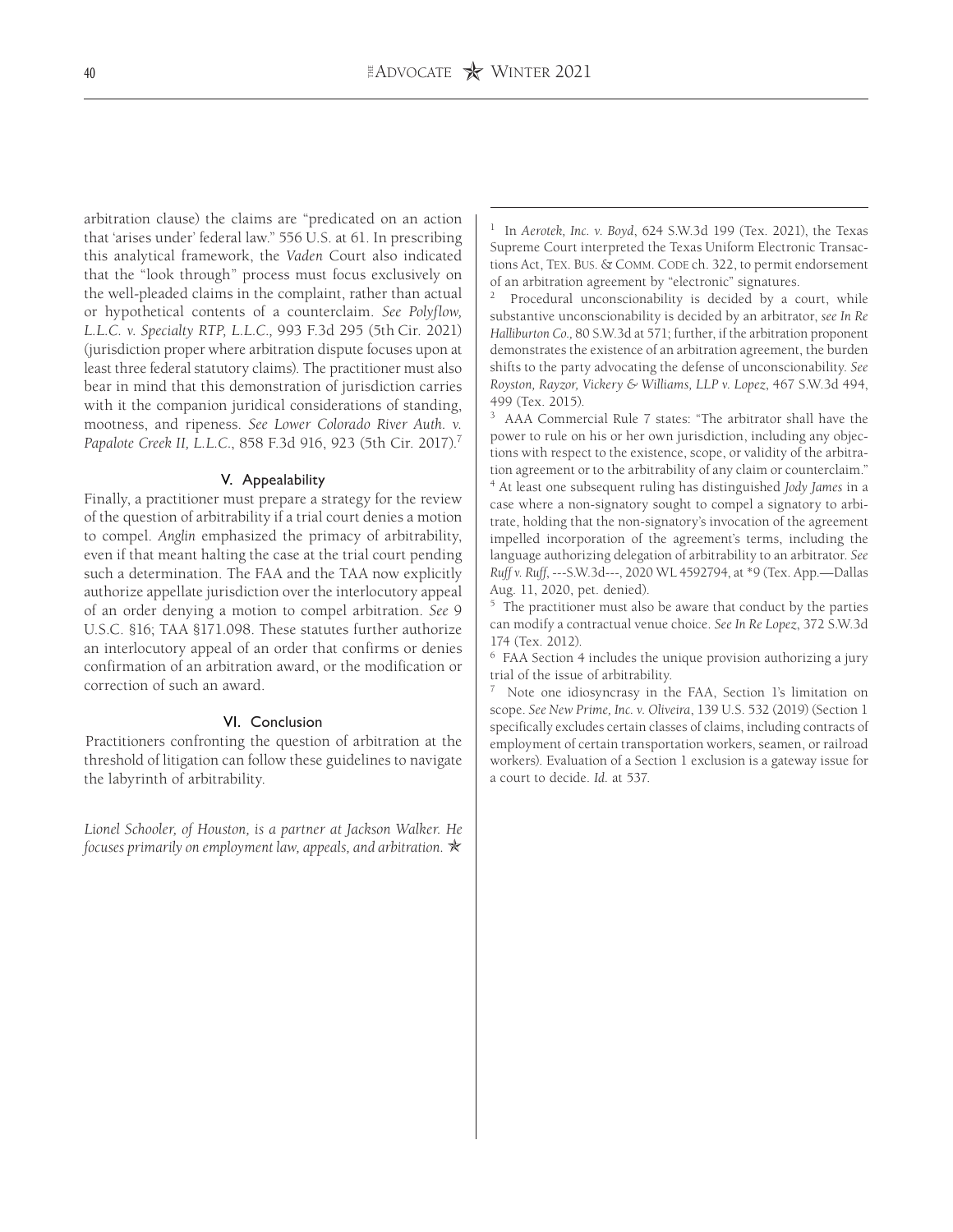arbitration clause) the claims are "predicated on an action that 'arises under' federal law." 556 U.S. at 61. In prescribing this analytical framework, the *Vaden* Court also indicated that the "look through" process must focus exclusively on the well-pleaded claims in the complaint, rather than actual or hypothetical contents of a counterclaim. *See Polyflow, L.L.C. v. Specialty RTP, L.L.C.*, 993 F.3d 295 (5th Cir. 2021) (jurisdiction proper where arbitration dispute focuses upon at least three federal statutory claims). The practitioner must also bear in mind that this demonstration of jurisdiction carries with it the companion juridical considerations of standing, mootness, and ripeness. *See Lower Colorado River Auth. v. Papalote Creek II, L.L.C.*, 858 F.3d 916, 923 (5th Cir. 2017).[7]

## V. Appealability

Finally, a practitioner must prepare a strategy for the review of the question of arbitrability if a trial court denies a motion to compel. *Anglin* emphasized the primacy of arbitrability, even if that meant halting the case at the trial court pending such a determination. The FAA and the TAA now explicitly authorize appellate jurisdiction over the interlocutory appeal of an order denying a motion to compel arbitration. *See* 9 U.S.C. §16; TAA §171.098. These statutes further authorize an interlocutory appeal of an order that confirms or denies confirmation of an arbitration award, or the modification or correction of such an award.

## VI. Conclusion

Practitioners confronting the question of arbitration at the threshold of litigation can follow these guidelines to navigate the labyrinth of arbitrability.

*Lionel Schooler, of Houston, is a partner at Jackson Walker. He focuses primarily on employment law, appeals, and arbitration.* ✯

---

[1] In *Aerotek, Inc. v. Boyd*, 624 S.W.3d 199 (Tex. 2021), the Texas Supreme Court interpreted the Texas Uniform Electronic Transactions Act, Tex. Bus. & Comm. Code ch. 322, to permit endorsement of an arbitration agreement by "electronic" signatures.

[2] Procedural unconscionability is decided by a court, while substantive unconscionability is decided by an arbitrator, *see In Re Halliburton Co.,* 80 S.W.3d at 571; further, if the arbitration proponent demonstrates the existence of an arbitration agreement, the burden shifts to the party advocating the defense of unconscionability. *See Royston, Rayzor, Vickery & Williams, LLP v. Lopez*, 467 S.W.3d 494, 499 (Tex. 2015).

[3] AAA Commercial Rule 7 states: "The arbitrator shall have the power to rule on his or her own jurisdiction, including any objections with respect to the existence, scope, or validity of the arbitration agreement or to the arbitrability of any claim or counterclaim."

[4] At least one subsequent ruling has distinguished *Jody James* in a case where a non-signatory sought to compel a signatory to arbitrate, holding that the non-signatory's invocation of the agreement impelled incorporation of the agreement's terms, including the language authorizing delegation of arbitrability to an arbitrator. *See Ruff v. Ruff*, ---S.W.3d---, 2020 WL 4592794, at *9 (Tex. App.—Dallas Aug. 11, 2020, pet. denied).

[5] The practitioner must also be aware that conduct by the parties can modify a contractual venue choice. *See In Re Lopez*, 372 S.W.3d 174 (Tex. 2012).

[6] FAA Section 4 includes the unique provision authorizing a jury trial of the issue of arbitrability.

[7] Note one idiosyncrasy in the FAA, Section 1's limitation on scope. *See New Prime, Inc. v. Oliveira*, 139 U.S. 532 (2019) (Section 1 specifically excludes certain classes of claims, including contracts of employment of certain transportation workers, seamen, or railroad workers). Evaluation of a Section 1 exclusion is a gateway issue for a court to decide. *Id.* at 537.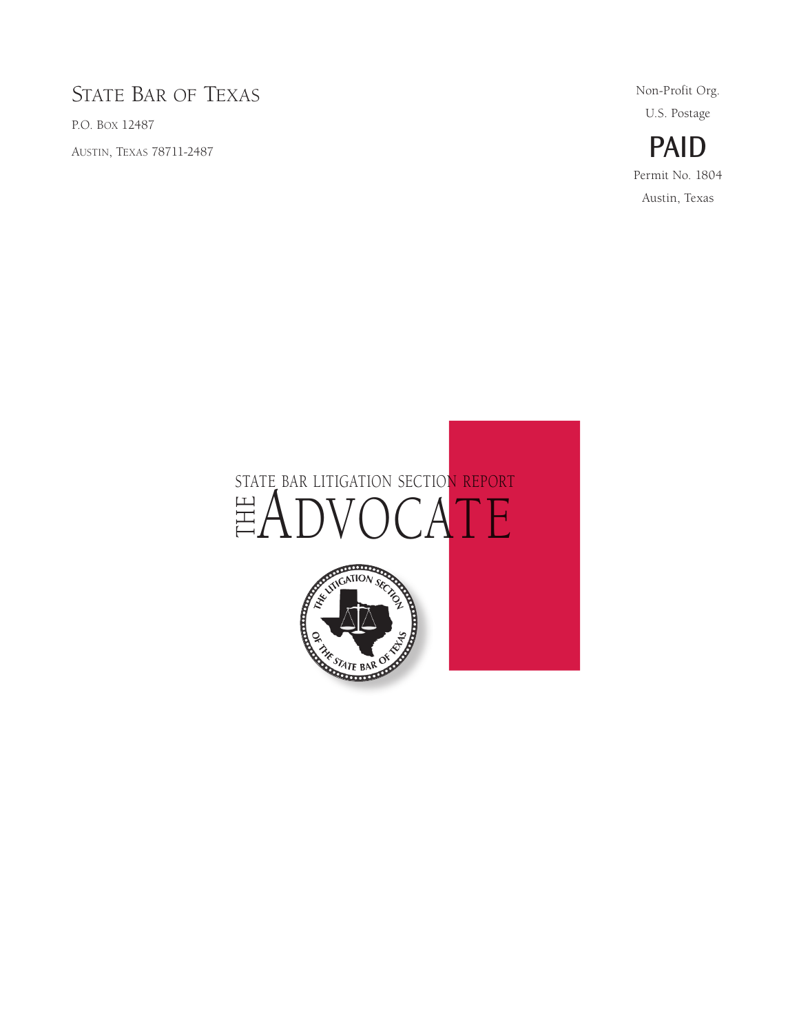State Bar of Texas

P.O. Box 12487

Austin, Texas 78711-2487

Non-Profit Org.

U.S. Postage

**PAID**

Permit No. 1804

Austin, Texas

STATE BAR LITIGATION SECTION REPORT

# THE ADVOCATE

THE LITIGATION SECTION OF THE STATE BAR OF TEXAS